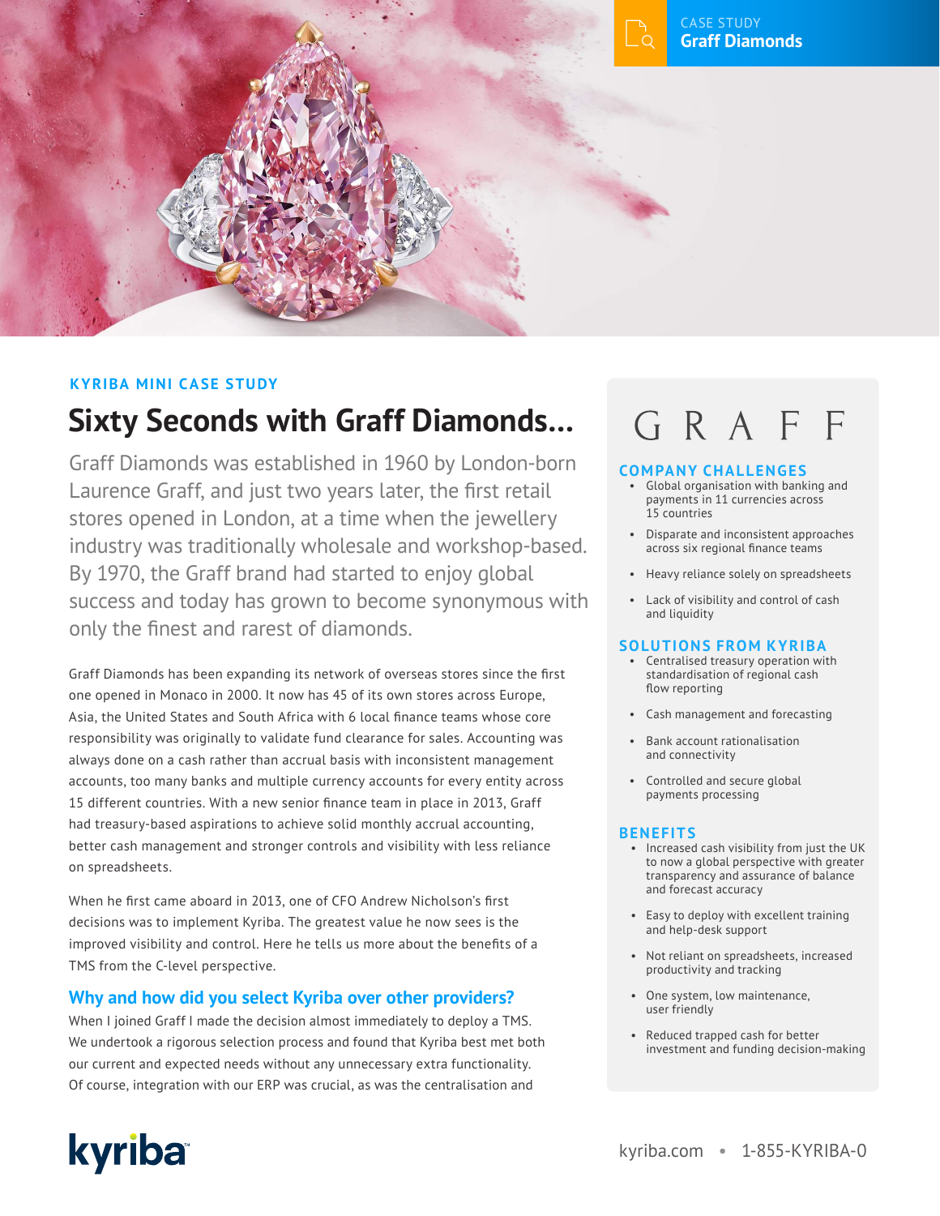CASE STUDY
**Graff Diamonds**

KYRIBA MINI CASE STUDY

# Sixty Seconds with Graff Diamonds...

Graff Diamonds was established in 1960 by London-born Laurence Graff, and just two years later, the first retail stores opened in London, at a time when the jewellery industry was traditionally wholesale and workshop-based. By 1970, the Graff brand had started to enjoy global success and today has grown to become synonymous with only the finest and rarest of diamonds.

Graff Diamonds has been expanding its network of overseas stores since the first one opened in Monaco in 2000. It now has 45 of its own stores across Europe, Asia, the United States and South Africa with 6 local finance teams whose core responsibility was originally to validate fund clearance for sales. Accounting was always done on a cash rather than accrual basis with inconsistent management accounts, too many banks and multiple currency accounts for every entity across 15 different countries. With a new senior finance team in place in 2013, Graff had treasury-based aspirations to achieve solid monthly accrual accounting, better cash management and stronger controls and visibility with less reliance on spreadsheets.

When he first came aboard in 2013, one of CFO Andrew Nicholson's first decisions was to implement Kyriba. The greatest value he now sees is the improved visibility and control. Here he tells us more about the benefits of a TMS from the C-level perspective.

## Why and how did you select Kyriba over other providers?

When I joined Graff I made the decision almost immediately to deploy a TMS. We undertook a rigorous selection process and found that Kyriba best met both our current and expected needs without any unnecessary extra functionality. Of course, integration with our ERP was crucial, as was the centralisation and

GRAFF

## COMPANY CHALLENGES

- Global organisation with banking and payments in 11 currencies across 15 countries
- Disparate and inconsistent approaches across six regional finance teams
- Heavy reliance solely on spreadsheets
- Lack of visibility and control of cash and liquidity

## SOLUTIONS FROM KYRIBA

- Centralised treasury operation with standardisation of regional cash flow reporting
- Cash management and forecasting
- Bank account rationalisation and connectivity
- Controlled and secure global payments processing

## BENEFITS

- Increased cash visibility from just the UK to now a global perspective with greater transparency and assurance of balance and forecast accuracy
- Easy to deploy with excellent training and help-desk support
- Not reliant on spreadsheets, increased productivity and tracking
- One system, low maintenance, user friendly
- Reduced trapped cash for better investment and funding decision-making

kyriba

kyriba.com • 1-855-KYRIBA-0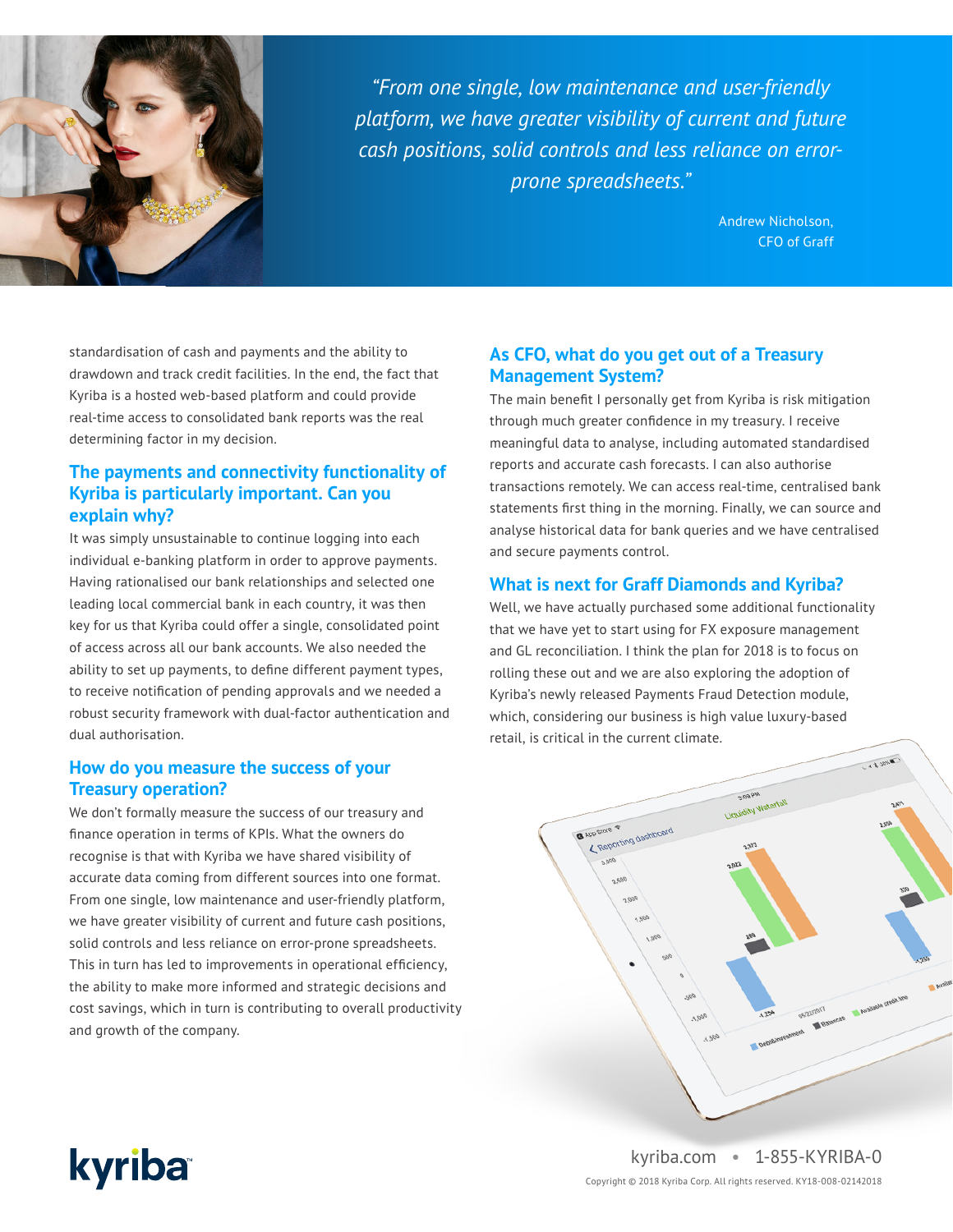> *"From one single, low maintenance and user-friendly platform, we have greater visibility of current and future cash positions, solid controls and less reliance on error-prone spreadsheets."*
>
> Andrew Nicholson,
> CFO of Graff

standardisation of cash and payments and the ability to drawdown and track credit facilities. In the end, the fact that Kyriba is a hosted web-based platform and could provide real-time access to consolidated bank reports was the real determining factor in my decision.

## The payments and connectivity functionality of Kyriba is particularly important. Can you explain why?

It was simply unsustainable to continue logging into each individual e-banking platform in order to approve payments. Having rationalised our bank relationships and selected one leading local commercial bank in each country, it was then key for us that Kyriba could offer a single, consolidated point of access across all our bank accounts. We also needed the ability to set up payments, to define different payment types, to receive notification of pending approvals and we needed a robust security framework with dual-factor authentication and dual authorisation.

## How do you measure the success of your Treasury operation?

We don't formally measure the success of our treasury and finance operation in terms of KPIs. What the owners do recognise is that with Kyriba we have shared visibility of accurate data coming from different sources into one format. From one single, low maintenance and user-friendly platform, we have greater visibility of current and future cash positions, solid controls and less reliance on error-prone spreadsheets. This in turn has led to improvements in operational efficiency, the ability to make more informed and strategic decisions and cost savings, which in turn is contributing to overall productivity and growth of the company.

## As CFO, what do you get out of a Treasury Management System?

The main benefit I personally get from Kyriba is risk mitigation through much greater confidence in my treasury. I receive meaningful data to analyse, including automated standardised reports and accurate cash forecasts. I can also authorise transactions remotely. We can access real-time, centralised bank statements first thing in the morning. Finally, we can source and analyse historical data for bank queries and we have centralised and secure payments control.

## What is next for Graff Diamonds and Kyriba?

Well, we have actually purchased some additional functionality that we have yet to start using for FX exposure management and GL reconciliation. I think the plan for 2018 is to focus on rolling these out and we are also exploring the adoption of Kyriba's newly released Payments Fraud Detection module, which, considering our business is high value luxury-based retail, is critical in the current climate.

kyriba

kyriba.com • 1-855-KYRIBA-0

Copyright © 2018 Kyriba Corp. All rights reserved. KY18-008-02142018